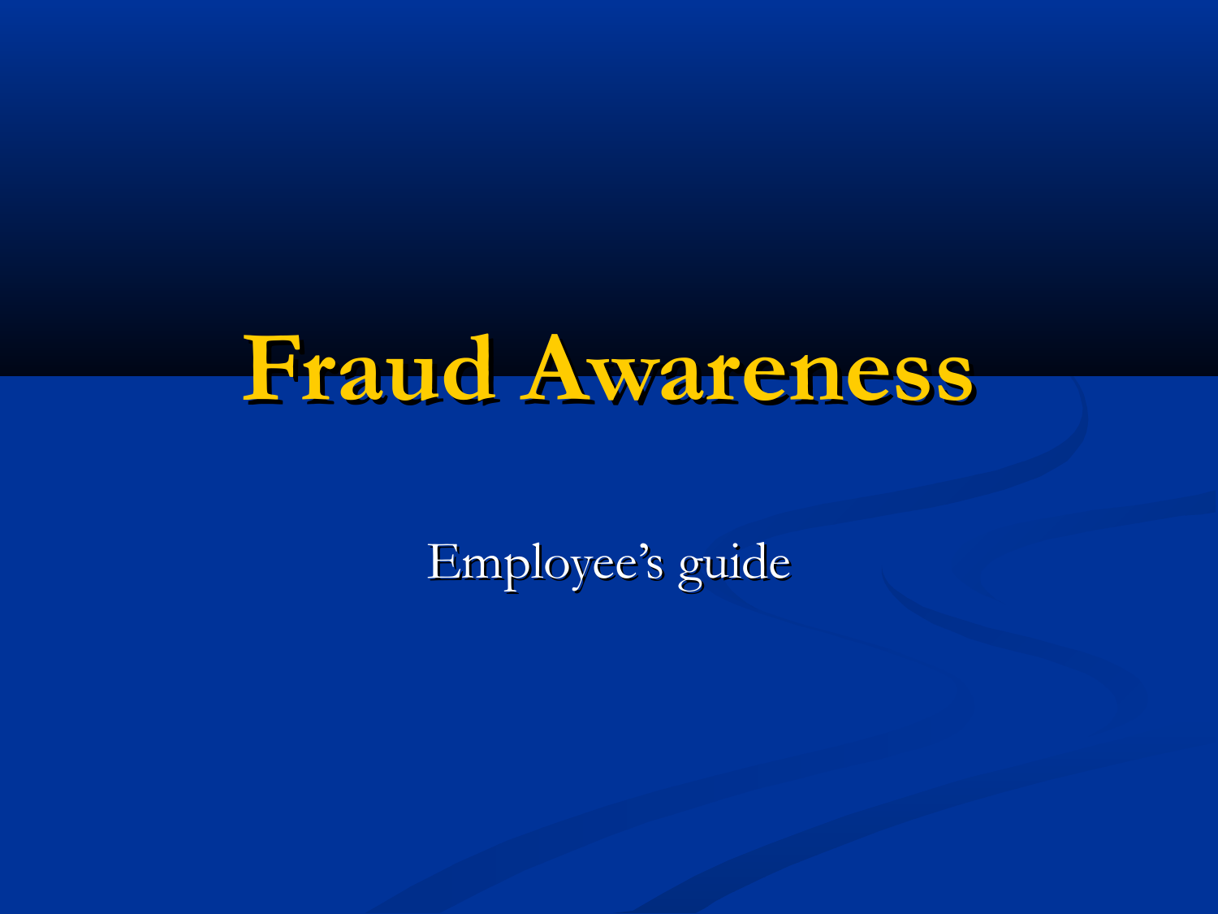# Fraud Awareness

Employee's guide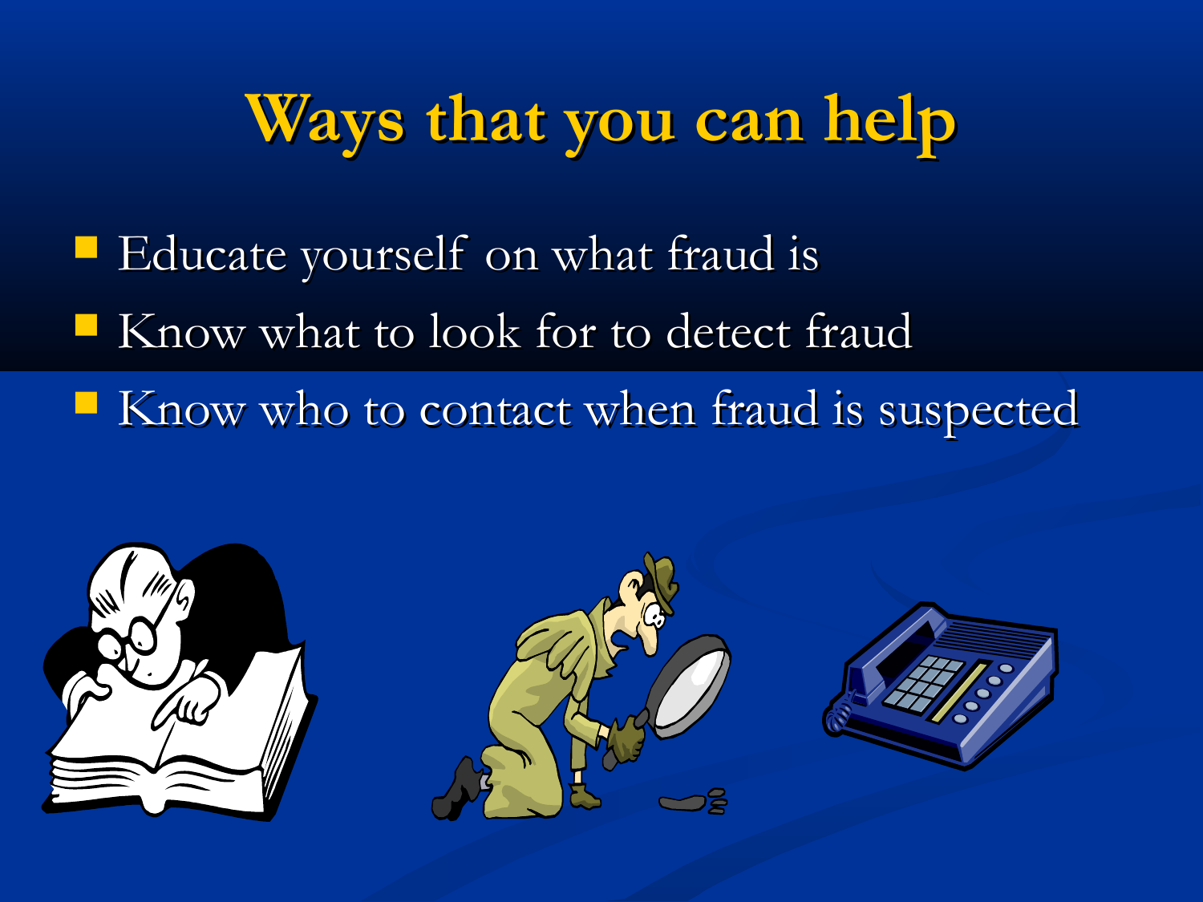# Ways that you can help

- Educate yourself on what fraud is
- Know what to look for to detect fraud
- Know who to contact when fraud is suspected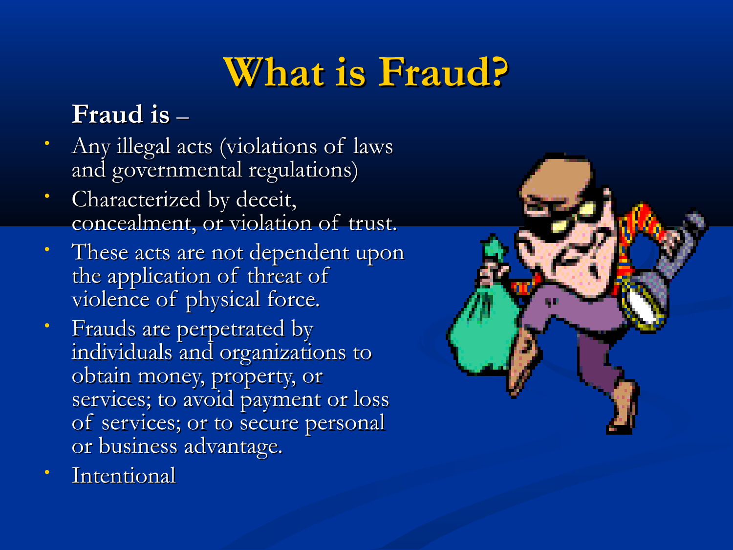# What is Fraud?

**Fraud is –**

- Any illegal acts (violations of laws and governmental regulations)
- Characterized by deceit, concealment, or violation of trust.
- These acts are not dependent upon the application of threat of violence of physical force.
- Frauds are perpetrated by individuals and organizations to obtain money, property, or services; to avoid payment or loss of services; or to secure personal or business advantage.
- Intentional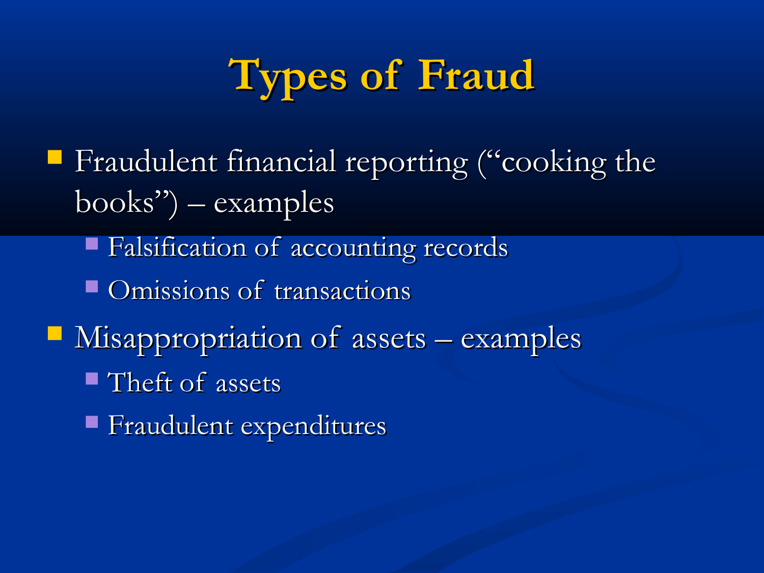# Types of Fraud

- Fraudulent financial reporting ("cooking the books") – examples
  - Falsification of accounting records
  - Omissions of transactions
- Misappropriation of assets – examples
  - Theft of assets
  - Fraudulent expenditures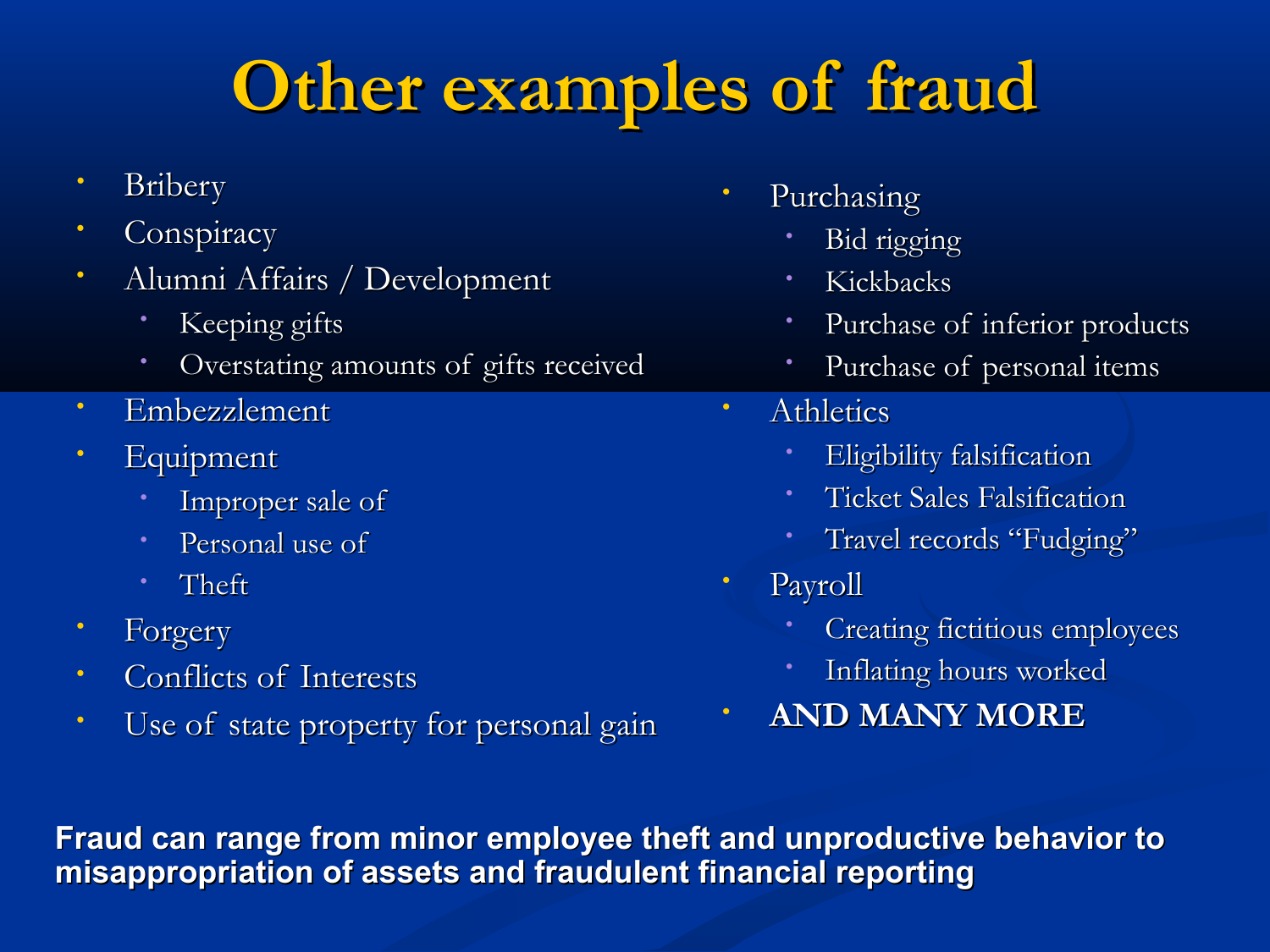# Other examples of fraud

- Bribery
- Conspiracy
- Alumni Affairs / Development
  - Keeping gifts
  - Overstating amounts of gifts received
- Embezzlement
- Equipment
  - Improper sale of
  - Personal use of
  - Theft
- Forgery
- Conflicts of Interests
- Use of state property for personal gain
- Purchasing
  - Bid rigging
  - Kickbacks
  - Purchase of inferior products
  - Purchase of personal items
- Athletics
  - Eligibility falsification
  - Ticket Sales Falsification
  - Travel records "Fudging"
- Payroll
  - Creating fictitious employees
  - Inflating hours worked
- **AND MANY MORE**

**Fraud can range from minor employee theft and unproductive behavior to misappropriation of assets and fraudulent financial reporting**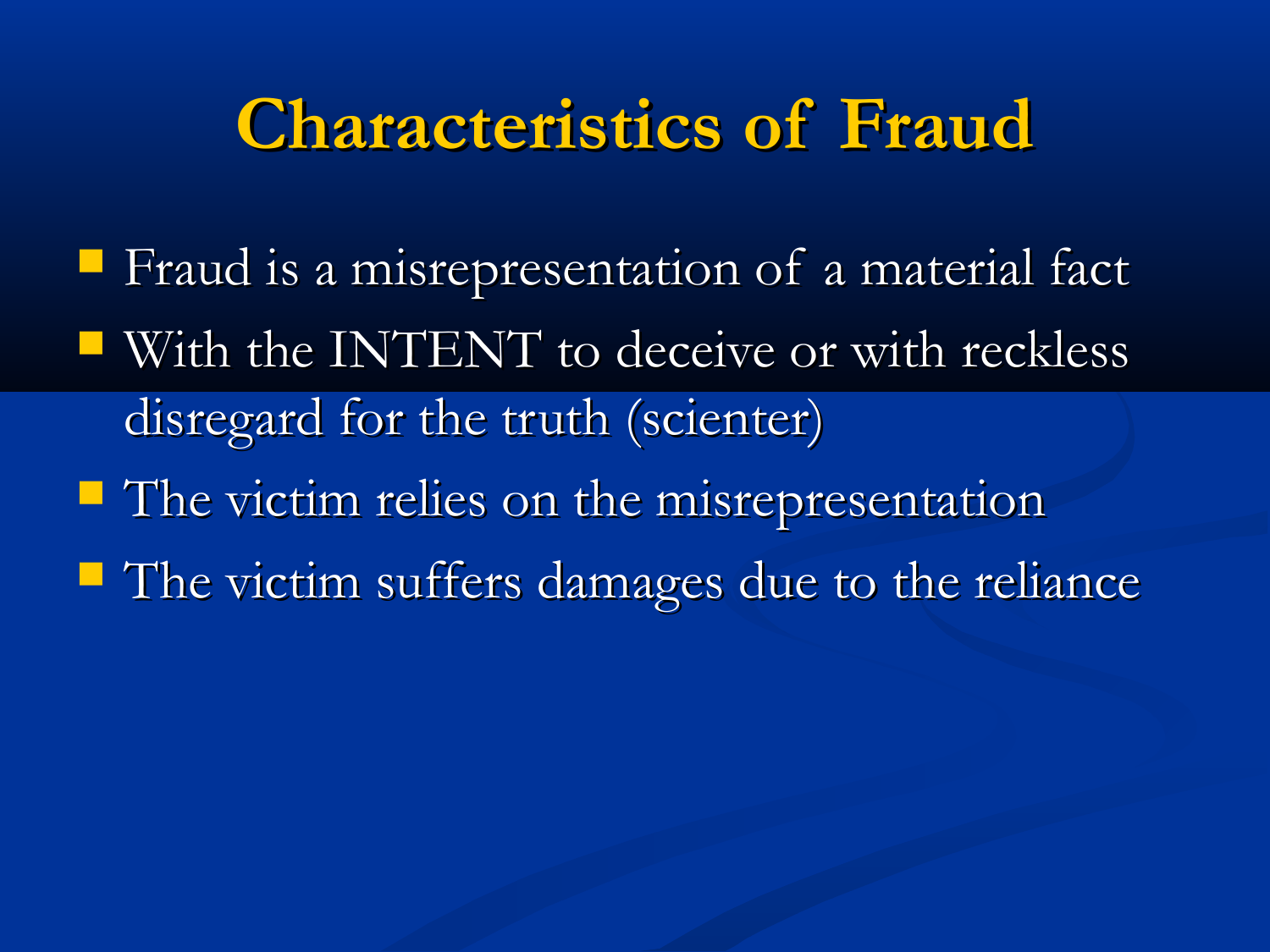# Characteristics of Fraud

- Fraud is a misrepresentation of a material fact
- With the INTENT to deceive or with reckless disregard for the truth (scienter)
- The victim relies on the misrepresentation
- The victim suffers damages due to the reliance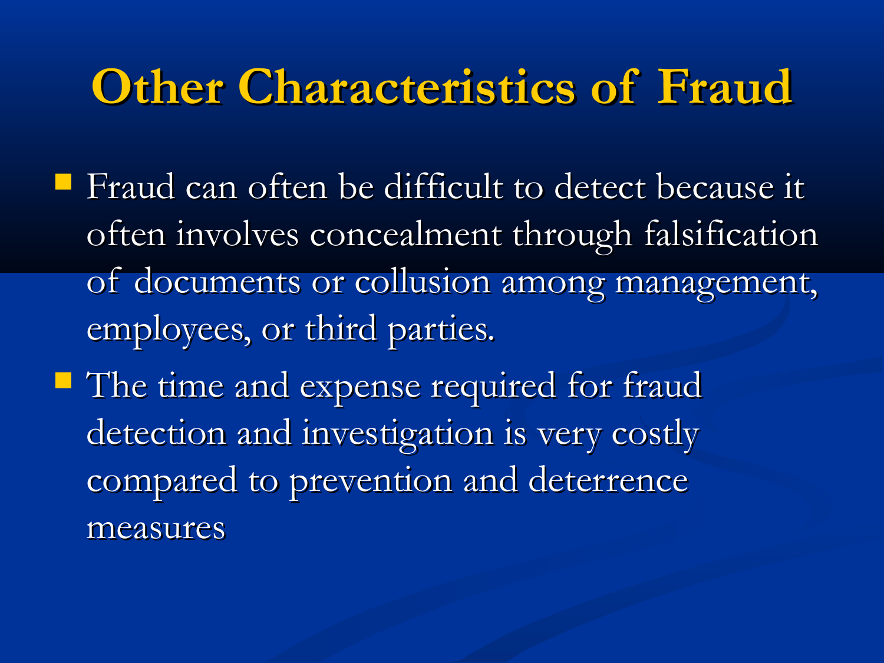# Other Characteristics of Fraud

- Fraud can often be difficult to detect because it often involves concealment through falsification of documents or collusion among management, employees, or third parties.
- The time and expense required for fraud detection and investigation is very costly compared to prevention and deterrence measures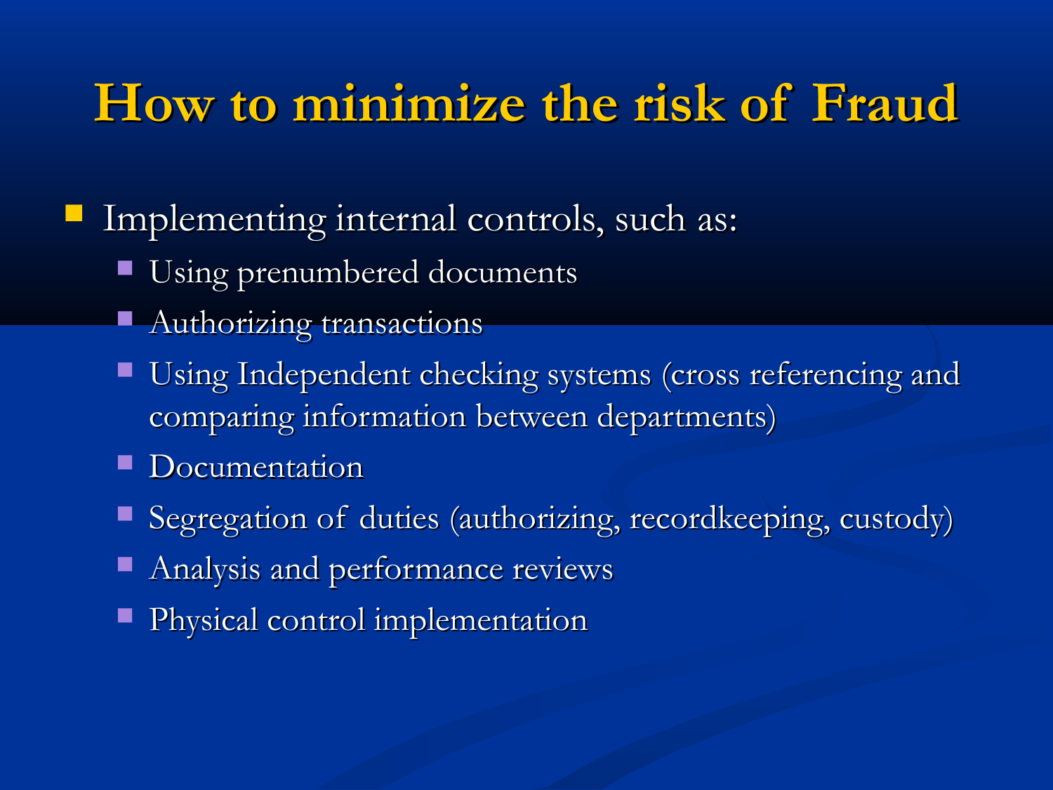# How to minimize the risk of Fraud

- Implementing internal controls, such as:
  - Using prenumbered documents
  - Authorizing transactions
  - Using Independent checking systems (cross referencing and comparing information between departments)
  - Documentation
  - Segregation of duties (authorizing, recordkeeping, custody)
  - Analysis and performance reviews
  - Physical control implementation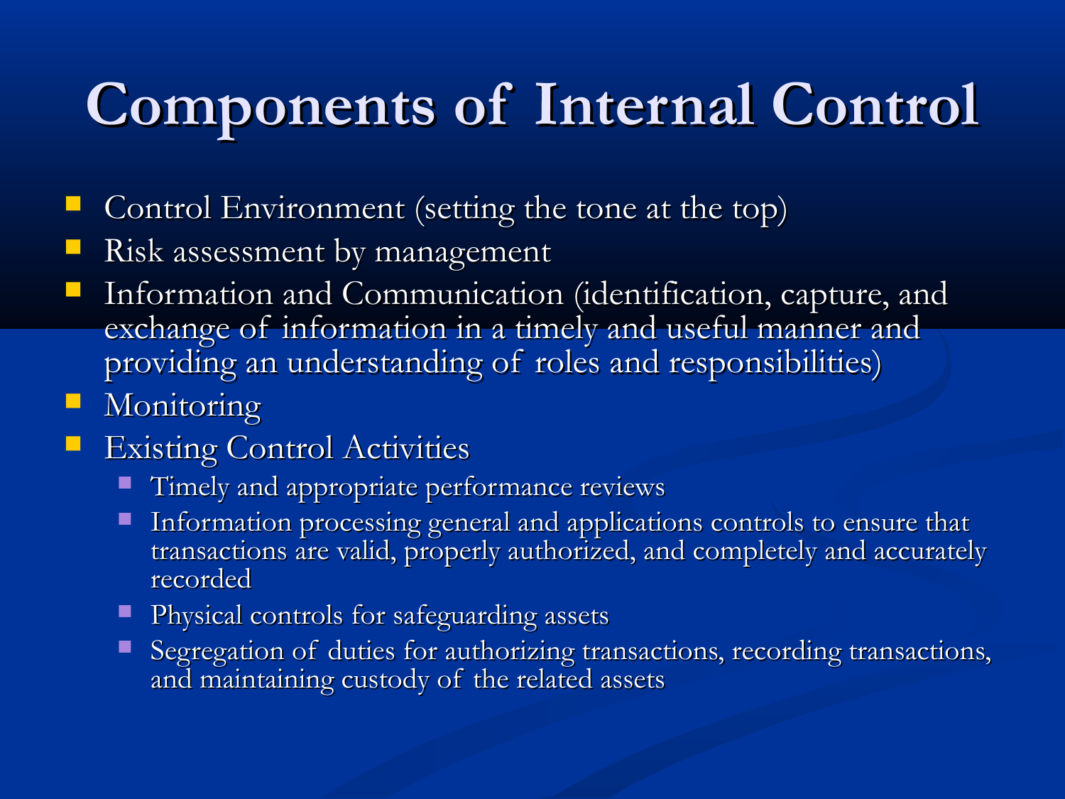# Components of Internal Control

- Control Environment (setting the tone at the top)
- Risk assessment by management
- Information and Communication (identification, capture, and exchange of information in a timely and useful manner and providing an understanding of roles and responsibilities)
- Monitoring
- Existing Control Activities
  - Timely and appropriate performance reviews
  - Information processing general and applications controls to ensure that transactions are valid, properly authorized, and completely and accurately recorded
  - Physical controls for safeguarding assets
  - Segregation of duties for authorizing transactions, recording transactions, and maintaining custody of the related assets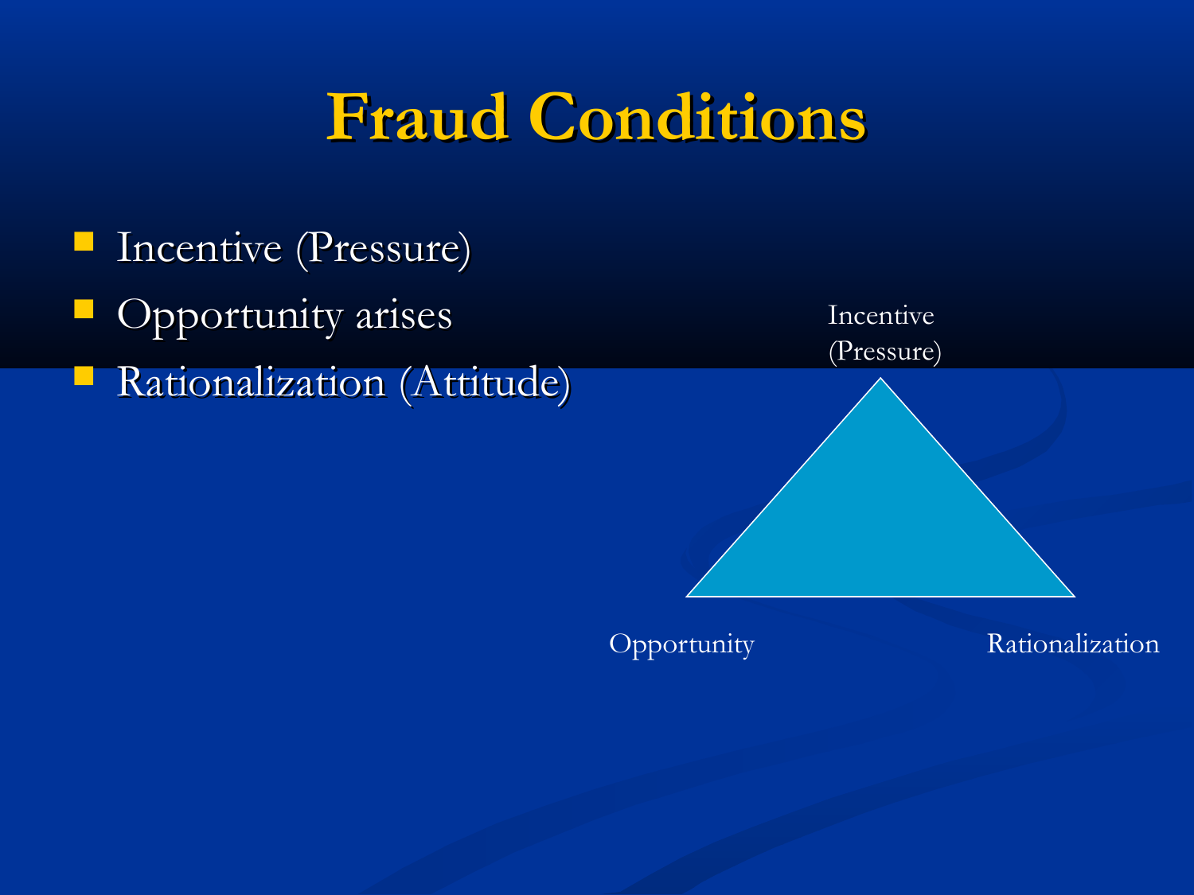# Fraud Conditions

- Incentive (Pressure)
- Opportunity arises
- Rationalization (Attitude)

Incentive (Pressure)

Opportunity

Rationalization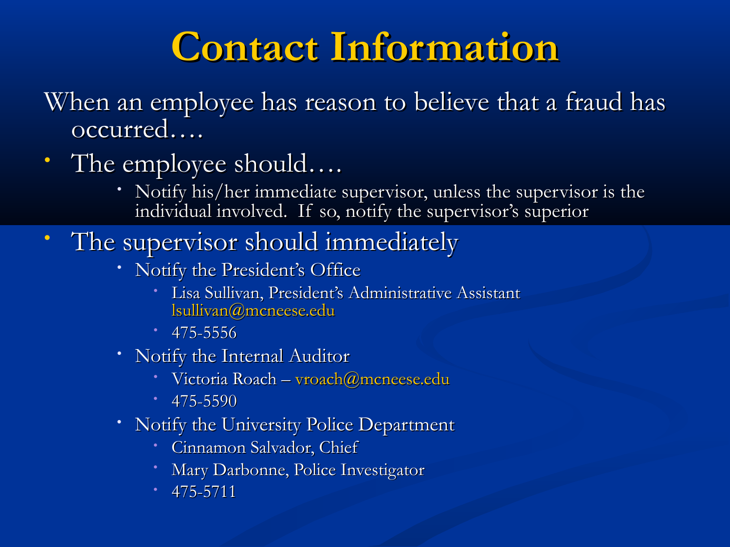# Contact Information

When an employee has reason to believe that a fraud has occurred….

- The employee should….
  - Notify his/her immediate supervisor, unless the supervisor is the individual involved. If so, notify the supervisor's superior
- The supervisor should immediately
  - Notify the President's Office
    - Lisa Sullivan, President's Administrative Assistant lsullivan@mcneese.edu
    - 475-5556
  - Notify the Internal Auditor
    - Victoria Roach – vroach@mcneese.edu
    - 475-5590
  - Notify the University Police Department
    - Cinnamon Salvador, Chief
    - Mary Darbonne, Police Investigator
    - 475-5711